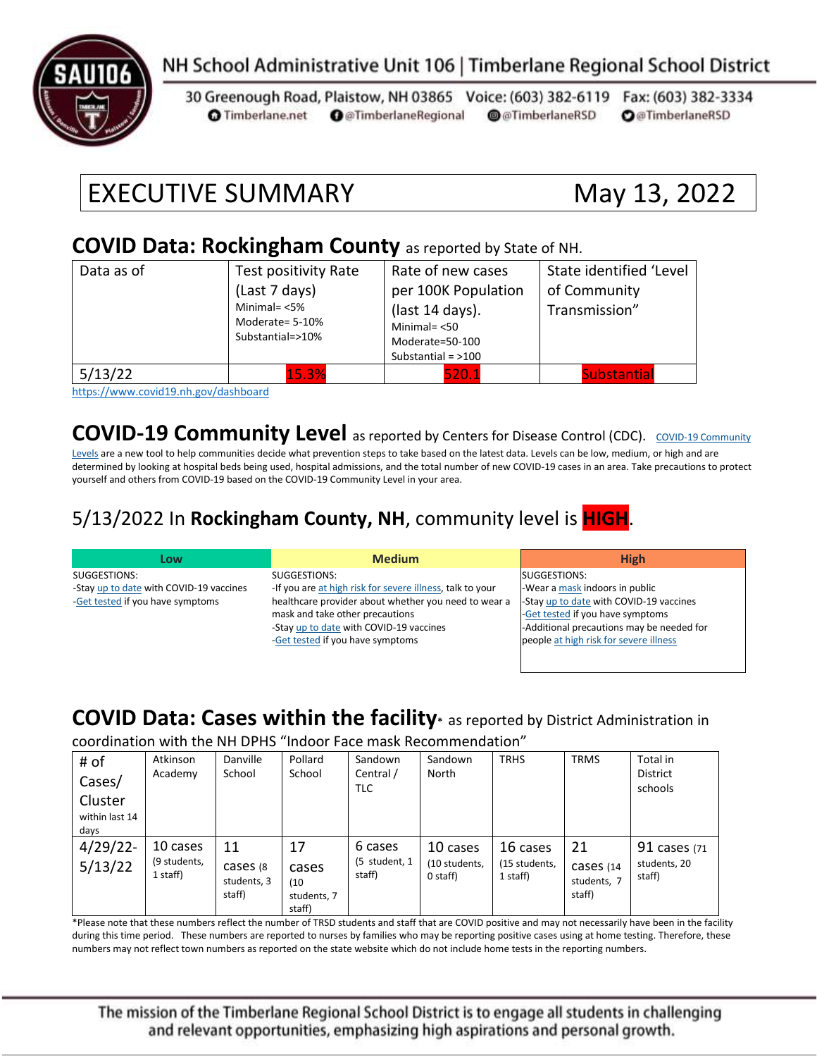NH School Administrative Unit 106 | Timberlane Regional School District

30 Greenough Road, Plaistow, NH 03865 Voice: (603) 382-6119 Fax: (603) 382-3334

Timberlane.net @TimberlaneRegional @TimberlaneRSD @TimberlaneRSD

# EXECUTIVE SUMMARY May 13, 2022

## COVID Data: Rockingham County as reported by State of NH.

| Data as of | Test positivity Rate (Last 7 days) Minimal= <5% Moderate= 5-10% Substantial=>10% | Rate of new cases per 100K Population (last 14 days). Minimal= <50 Moderate=50-100 Substantial = >100 | State identified 'Level of Community Transmission" |
|---|---|---|---|
| 5/13/22 | 15.3% | 520.1 | Substantial |

https://www.covid19.nh.gov/dashboard

## COVID-19 Community Level as reported by Centers for Disease Control (CDC).

COVID-19 Community Levels are a new tool to help communities decide what prevention steps to take based on the latest data. Levels can be low, medium, or high and are determined by looking at hospital beds being used, hospital admissions, and the total number of new COVID-19 cases in an area. Take precautions to protect yourself and others from COVID-19 based on the COVID-19 Community Level in your area.

### 5/13/2022 In **Rockingham County, NH**, community level is **HIGH**.

| Low | Medium | High |
|---|---|---|
| SUGGESTIONS:<br>-Stay up to date with COVID-19 vaccines<br>-Get tested if you have symptoms | SUGGESTIONS:<br>-If you are at high risk for severe illness, talk to your healthcare provider about whether you need to wear a mask and take other precautions<br>-Stay up to date with COVID-19 vaccines<br>-Get tested if you have symptoms | SUGGESTIONS:<br>-Wear a mask indoors in public<br>-Stay up to date with COVID-19 vaccines<br>-Get tested if you have symptoms<br>-Additional precautions may be needed for people at high risk for severe illness |

## COVID Data: Cases within the facility* as reported by District Administration in coordination with the NH DPHS "Indoor Face mask Recommendation"

| # of Cases/ Cluster within last 14 days | Atkinson Academy | Danville School | Pollard School | Sandown Central / TLC | Sandown North | TRHS | TRMS | Total in District schools |
|---|---|---|---|---|---|---|---|---|
| 4/29/22-5/13/22 | 10 cases (9 students, 1 staff) | 11 cases (8 students, 3 staff) | 17 cases (10 students, 7 staff) | 6 cases (5 student, 1 staff) | 10 cases (10 students, 0 staff) | 16 cases (15 students, 1 staff) | 21 cases (14 students, 7 staff) | 91 cases (71 students, 20 staff) |

*Please note that these numbers reflect the number of TRSD students and staff that are COVID positive and may not necessarily have been in the facility during this time period. These numbers are reported to nurses by families who may be reporting positive cases using at home testing. Therefore, these numbers may not reflect town numbers as reported on the state website which do not include home tests in the reporting numbers.

The mission of the Timberlane Regional School District is to engage all students in challenging and relevant opportunities, emphasizing high aspirations and personal growth.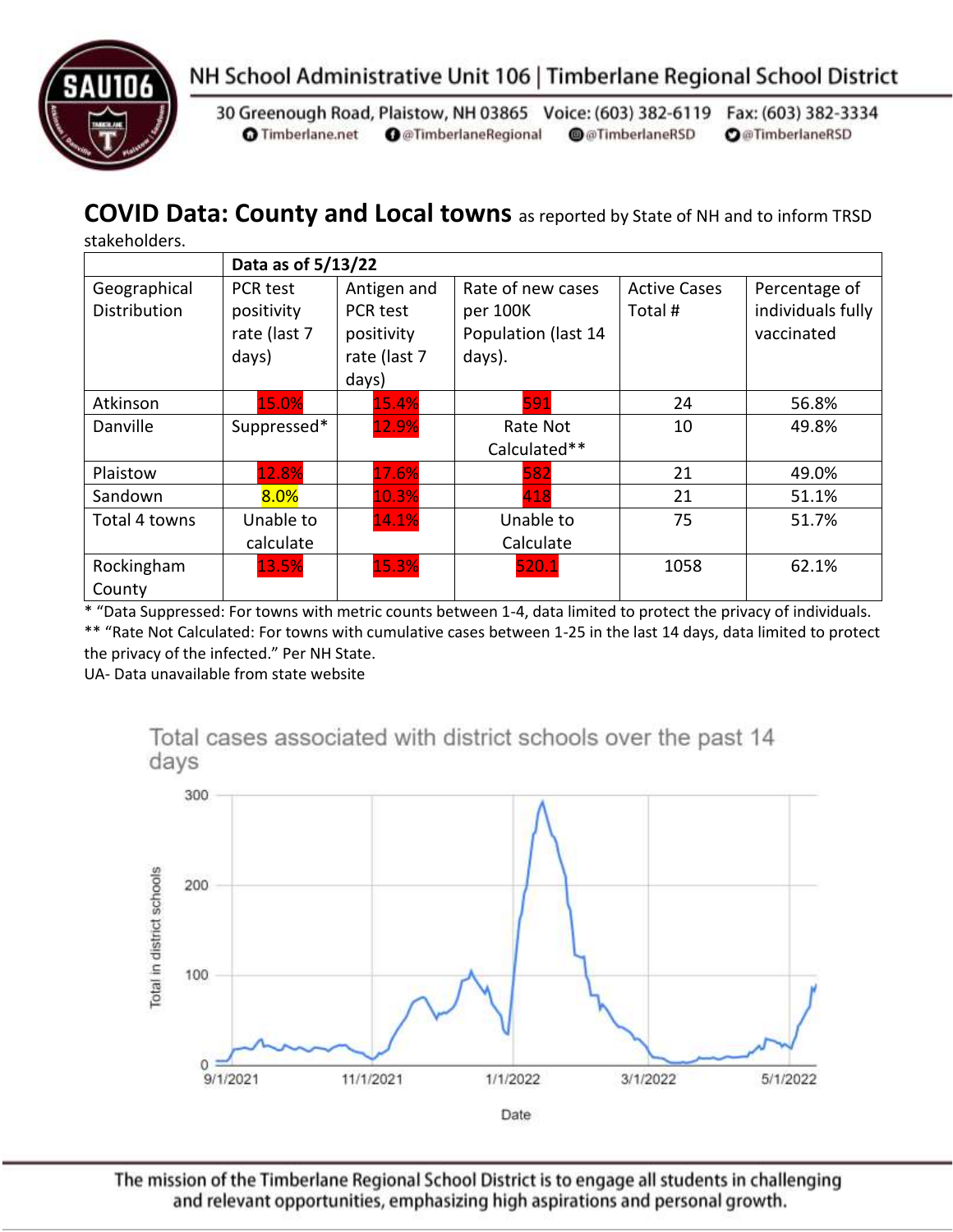## COVID Data: County and Local towns as reported by State of NH and to inform TRSD stakeholders.

| | Data as of 5/13/22 | | | | |
|---|---|---|---|---|---|
| Geographical Distribution | PCR test positivity rate (last 7 days) | Antigen and PCR test positivity rate (last 7 days) | Rate of new cases per 100K Population (last 14 days). | Active Cases Total # | Percentage of individuals fully vaccinated |
| Atkinson | 15.0% | 15.4% | 591 | 24 | 56.8% |
| Danville | Suppressed* | 12.9% | Rate Not Calculated** | 10 | 49.8% |
| Plaistow | 12.8% | 17.6% | 582 | 21 | 49.0% |
| Sandown | 8.0% | 10.3% | 418 | 21 | 51.1% |
| Total 4 towns | Unable to calculate | 14.1% | Unable to Calculate | 75 | 51.7% |
| Rockingham County | 13.5% | 15.3% | 520.1 | 1058 | 62.1% |

* "Data Suppressed: For towns with metric counts between 1-4, data limited to protect the privacy of individuals.
** "Rate Not Calculated: For towns with cumulative cases between 1-25 in the last 14 days, data limited to protect the privacy of the infected." Per NH State.
UA- Data unavailable from state website

Total cases associated with district schools over the past 14 days

(Chart: y-axis "Total in district schools" 0–300; x-axis "Date" 9/1/2021, 11/1/2021, 1/1/2022, 3/1/2022, 5/1/2022)

The mission of the Timberlane Regional School District is to engage all students in challenging and relevant opportunities, emphasizing high aspirations and personal growth.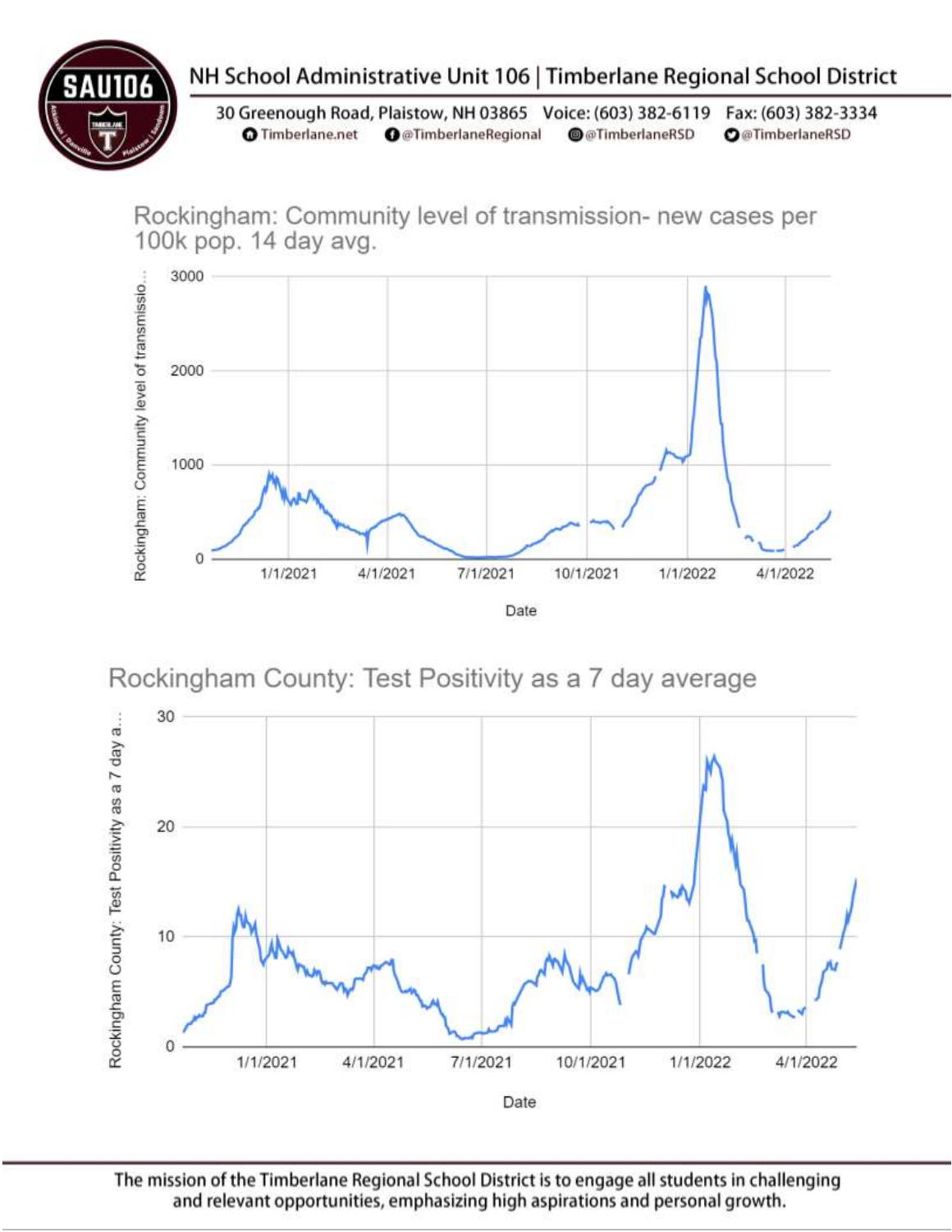Rockingham: Community level of transmission- new cases per 100k pop. 14 day avg.

Rockingham County: Test Positivity as a 7 day average

The mission of the Timberlane Regional School District is to engage all students in challenging and relevant opportunities, emphasizing high aspirations and personal growth.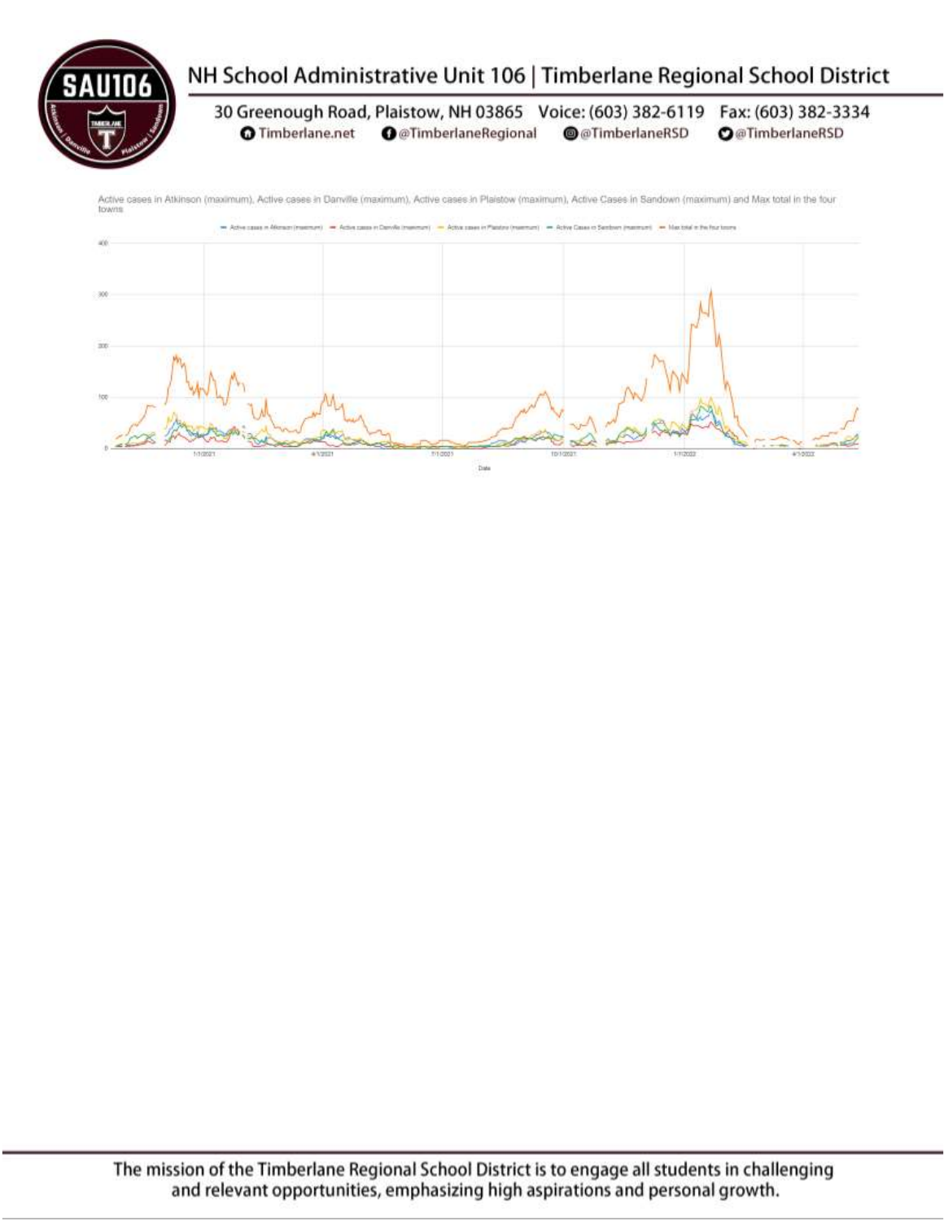Active cases in Atkinson (maximum), Active cases in Danville (maximum), Active cases in Plaistow (maximum), Active Cases in Sandown (maximum) and Max total in the four towns

Active cases in Atkinson (maximum) — Active cases in Danville (maximum) — Active cases in Plaistow (maximum) — Active Cases in Sandown (maximum) — Max total in the four towns

400

300

200

100

0

1/1/2021

4/1/2021

7/1/2021

10/1/2021

1/1/2022

4/1/2022

Date